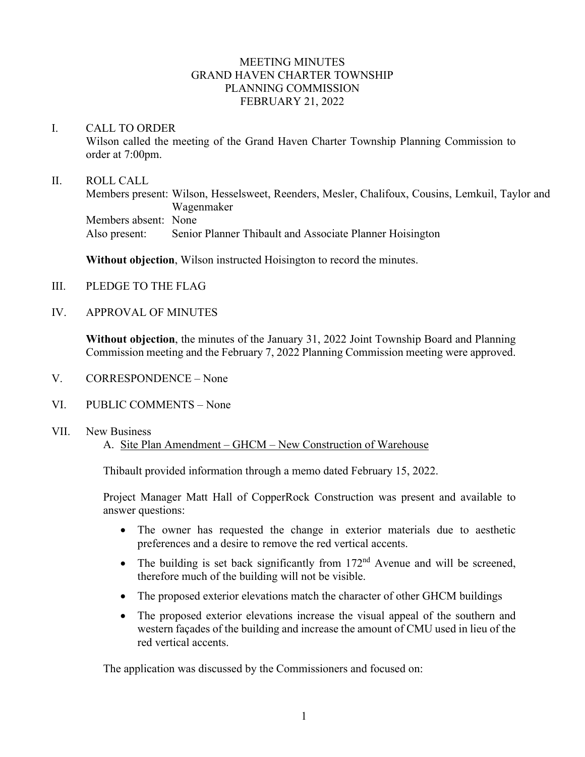# MEETING MINUTES
# GRAND HAVEN CHARTER TOWNSHIP
# PLANNING COMMISSION
# FEBRUARY 21, 2022

I. CALL TO ORDER

Wilson called the meeting of the Grand Haven Charter Township Planning Commission to order at 7:00pm.

II. ROLL CALL

Members present: Wilson, Hesselsweet, Reenders, Mesler, Chalifoux, Cousins, Lemkuil, Taylor and Wagenmaker

Members absent: None

Also present: Senior Planner Thibault and Associate Planner Hoisington

**Without objection**, Wilson instructed Hoisington to record the minutes.

III. PLEDGE TO THE FLAG

IV. APPROVAL OF MINUTES

**Without objection**, the minutes of the January 31, 2022 Joint Township Board and Planning Commission meeting and the February 7, 2022 Planning Commission meeting were approved.

V. CORRESPONDENCE – None

VI. PUBLIC COMMENTS – None

VII. New Business

A. Site Plan Amendment – GHCM – New Construction of Warehouse

Thibault provided information through a memo dated February 15, 2022.

Project Manager Matt Hall of CopperRock Construction was present and available to answer questions:

- The owner has requested the change in exterior materials due to aesthetic preferences and a desire to remove the red vertical accents.
- The building is set back significantly from 172nd Avenue and will be screened, therefore much of the building will not be visible.
- The proposed exterior elevations match the character of other GHCM buildings
- The proposed exterior elevations increase the visual appeal of the southern and western façades of the building and increase the amount of CMU used in lieu of the red vertical accents.

The application was discussed by the Commissioners and focused on: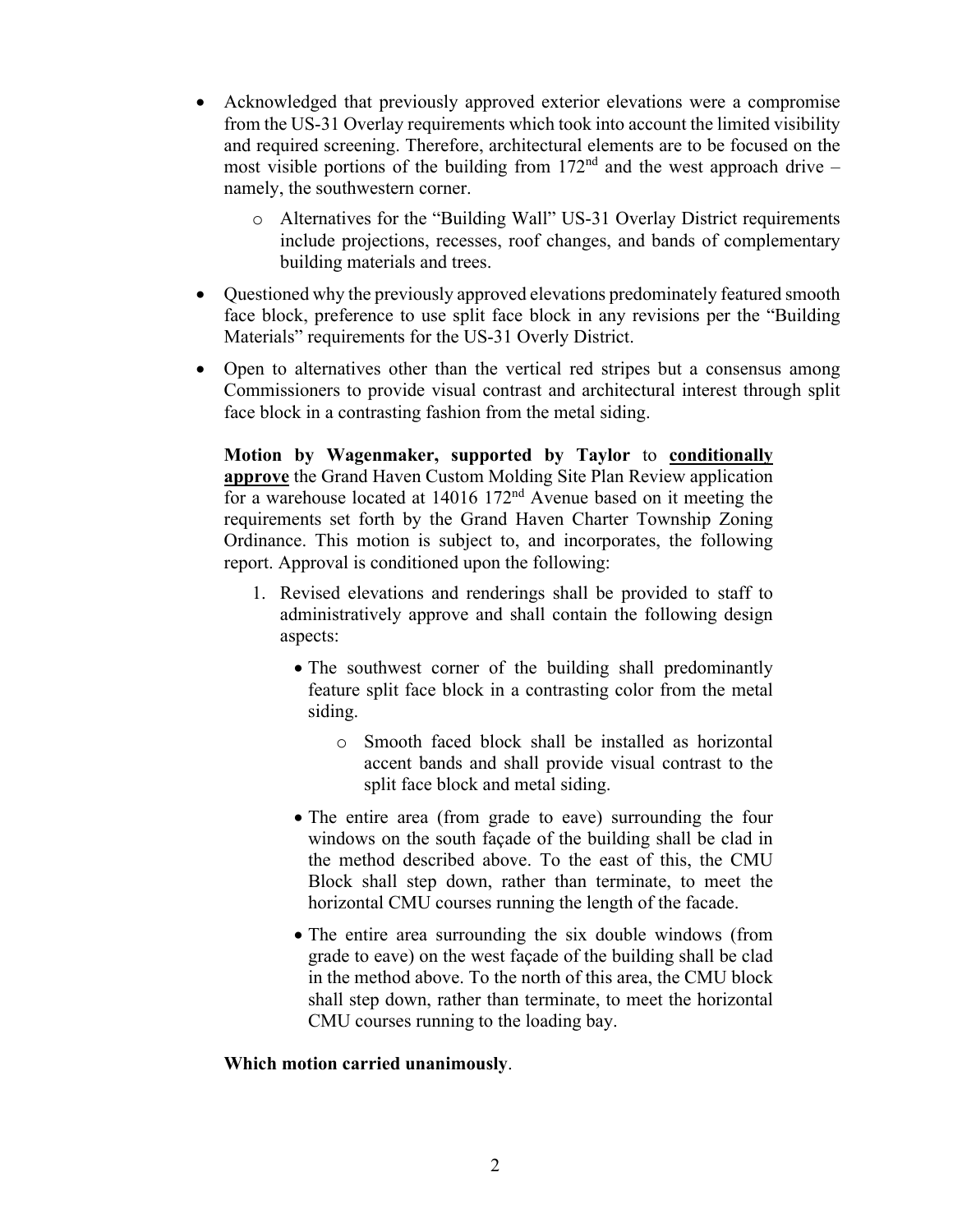- Acknowledged that previously approved exterior elevations were a compromise from the US-31 Overlay requirements which took into account the limited visibility and required screening. Therefore, architectural elements are to be focused on the most visible portions of the building from 172nd and the west approach drive – namely, the southwestern corner.
  - Alternatives for the "Building Wall" US-31 Overlay District requirements include projections, recesses, roof changes, and bands of complementary building materials and trees.
- Questioned why the previously approved elevations predominately featured smooth face block, preference to use split face block in any revisions per the "Building Materials" requirements for the US-31 Overly District.
- Open to alternatives other than the vertical red stripes but a consensus among Commissioners to provide visual contrast and architectural interest through split face block in a contrasting fashion from the metal siding.

**Motion by Wagenmaker, supported by Taylor** to **conditionally approve** the Grand Haven Custom Molding Site Plan Review application for a warehouse located at 14016 172nd Avenue based on it meeting the requirements set forth by the Grand Haven Charter Township Zoning Ordinance. This motion is subject to, and incorporates, the following report. Approval is conditioned upon the following:

1. Revised elevations and renderings shall be provided to staff to administratively approve and shall contain the following design aspects:
   - The southwest corner of the building shall predominantly feature split face block in a contrasting color from the metal siding.
     - Smooth faced block shall be installed as horizontal accent bands and shall provide visual contrast to the split face block and metal siding.
   - The entire area (from grade to eave) surrounding the four windows on the south façade of the building shall be clad in the method described above. To the east of this, the CMU Block shall step down, rather than terminate, to meet the horizontal CMU courses running the length of the facade.
   - The entire area surrounding the six double windows (from grade to eave) on the west façade of the building shall be clad in the method above. To the north of this area, the CMU block shall step down, rather than terminate, to meet the horizontal CMU courses running to the loading bay.

**Which motion carried unanimously**.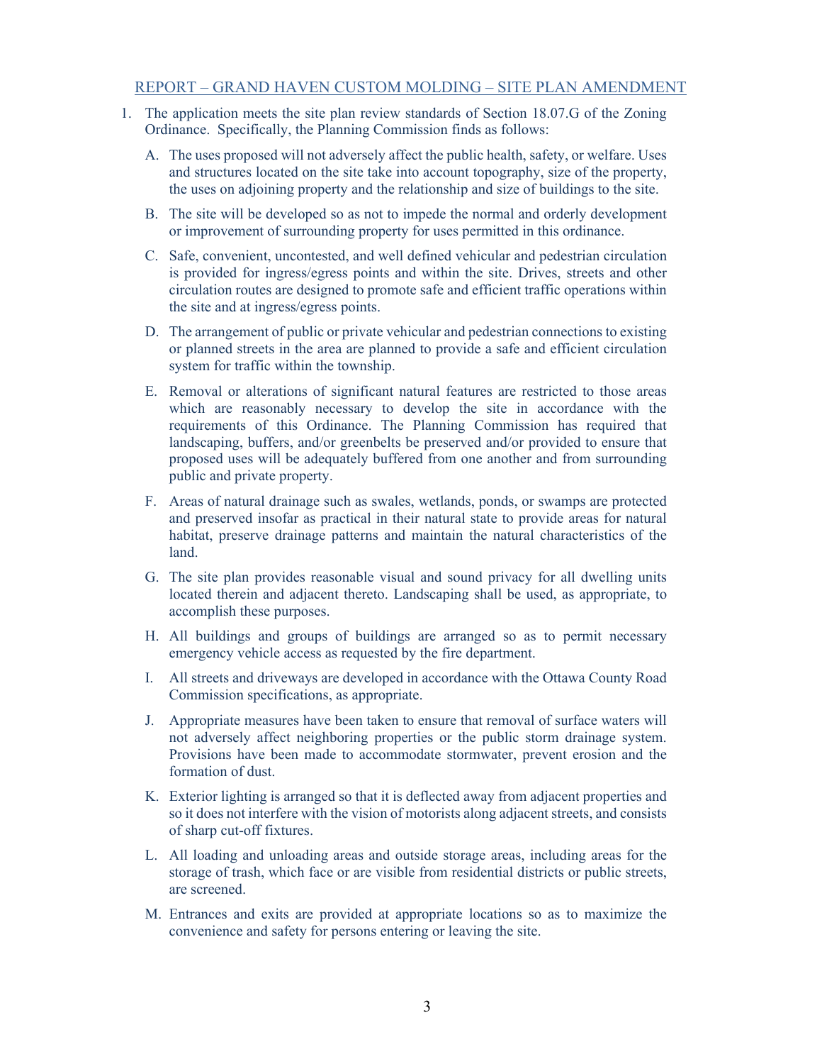## REPORT – GRAND HAVEN CUSTOM MOLDING – SITE PLAN AMENDMENT

1. The application meets the site plan review standards of Section 18.07.G of the Zoning Ordinance. Specifically, the Planning Commission finds as follows:

   A. The uses proposed will not adversely affect the public health, safety, or welfare. Uses and structures located on the site take into account topography, size of the property, the uses on adjoining property and the relationship and size of buildings to the site.

   B. The site will be developed so as not to impede the normal and orderly development or improvement of surrounding property for uses permitted in this ordinance.

   C. Safe, convenient, uncontested, and well defined vehicular and pedestrian circulation is provided for ingress/egress points and within the site. Drives, streets and other circulation routes are designed to promote safe and efficient traffic operations within the site and at ingress/egress points.

   D. The arrangement of public or private vehicular and pedestrian connections to existing or planned streets in the area are planned to provide a safe and efficient circulation system for traffic within the township.

   E. Removal or alterations of significant natural features are restricted to those areas which are reasonably necessary to develop the site in accordance with the requirements of this Ordinance. The Planning Commission has required that landscaping, buffers, and/or greenbelts be preserved and/or provided to ensure that proposed uses will be adequately buffered from one another and from surrounding public and private property.

   F. Areas of natural drainage such as swales, wetlands, ponds, or swamps are protected and preserved insofar as practical in their natural state to provide areas for natural habitat, preserve drainage patterns and maintain the natural characteristics of the land.

   G. The site plan provides reasonable visual and sound privacy for all dwelling units located therein and adjacent thereto. Landscaping shall be used, as appropriate, to accomplish these purposes.

   H. All buildings and groups of buildings are arranged so as to permit necessary emergency vehicle access as requested by the fire department.

   I. All streets and driveways are developed in accordance with the Ottawa County Road Commission specifications, as appropriate.

   J. Appropriate measures have been taken to ensure that removal of surface waters will not adversely affect neighboring properties or the public storm drainage system. Provisions have been made to accommodate stormwater, prevent erosion and the formation of dust.

   K. Exterior lighting is arranged so that it is deflected away from adjacent properties and so it does not interfere with the vision of motorists along adjacent streets, and consists of sharp cut-off fixtures.

   L. All loading and unloading areas and outside storage areas, including areas for the storage of trash, which face or are visible from residential districts or public streets, are screened.

   M. Entrances and exits are provided at appropriate locations so as to maximize the convenience and safety for persons entering or leaving the site.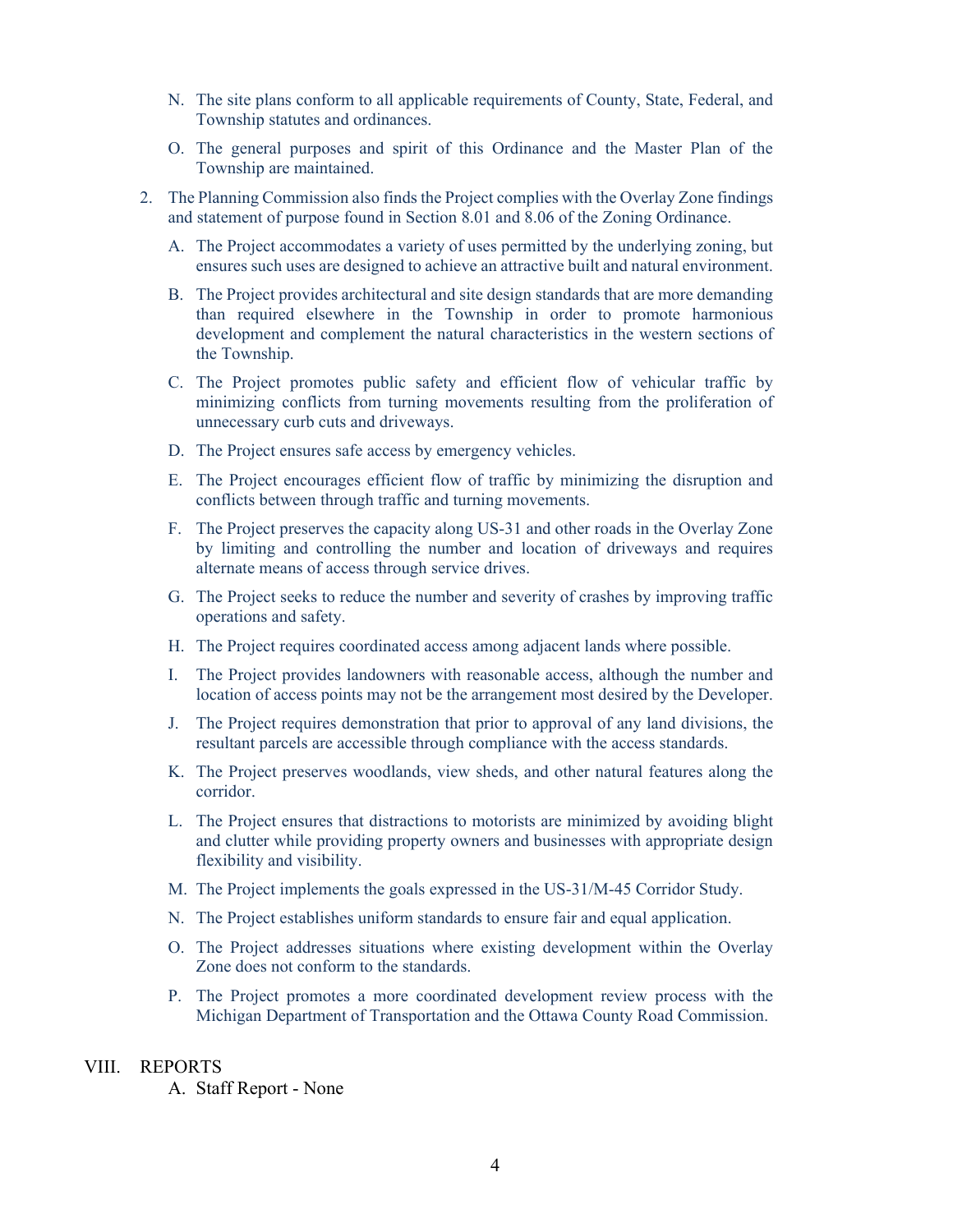N. The site plans conform to all applicable requirements of County, State, Federal, and Township statutes and ordinances.

O. The general purposes and spirit of this Ordinance and the Master Plan of the Township are maintained.

2. The Planning Commission also finds the Project complies with the Overlay Zone findings and statement of purpose found in Section 8.01 and 8.06 of the Zoning Ordinance.

   A. The Project accommodates a variety of uses permitted by the underlying zoning, but ensures such uses are designed to achieve an attractive built and natural environment.

   B. The Project provides architectural and site design standards that are more demanding than required elsewhere in the Township in order to promote harmonious development and complement the natural characteristics in the western sections of the Township.

   C. The Project promotes public safety and efficient flow of vehicular traffic by minimizing conflicts from turning movements resulting from the proliferation of unnecessary curb cuts and driveways.

   D. The Project ensures safe access by emergency vehicles.

   E. The Project encourages efficient flow of traffic by minimizing the disruption and conflicts between through traffic and turning movements.

   F. The Project preserves the capacity along US-31 and other roads in the Overlay Zone by limiting and controlling the number and location of driveways and requires alternate means of access through service drives.

   G. The Project seeks to reduce the number and severity of crashes by improving traffic operations and safety.

   H. The Project requires coordinated access among adjacent lands where possible.

   I. The Project provides landowners with reasonable access, although the number and location of access points may not be the arrangement most desired by the Developer.

   J. The Project requires demonstration that prior to approval of any land divisions, the resultant parcels are accessible through compliance with the access standards.

   K. The Project preserves woodlands, view sheds, and other natural features along the corridor.

   L. The Project ensures that distractions to motorists are minimized by avoiding blight and clutter while providing property owners and businesses with appropriate design flexibility and visibility.

   M. The Project implements the goals expressed in the US-31/M-45 Corridor Study.

   N. The Project establishes uniform standards to ensure fair and equal application.

   O. The Project addresses situations where existing development within the Overlay Zone does not conform to the standards.

   P. The Project promotes a more coordinated development review process with the Michigan Department of Transportation and the Ottawa County Road Commission.

## VIII. REPORTS

A. Staff Report - None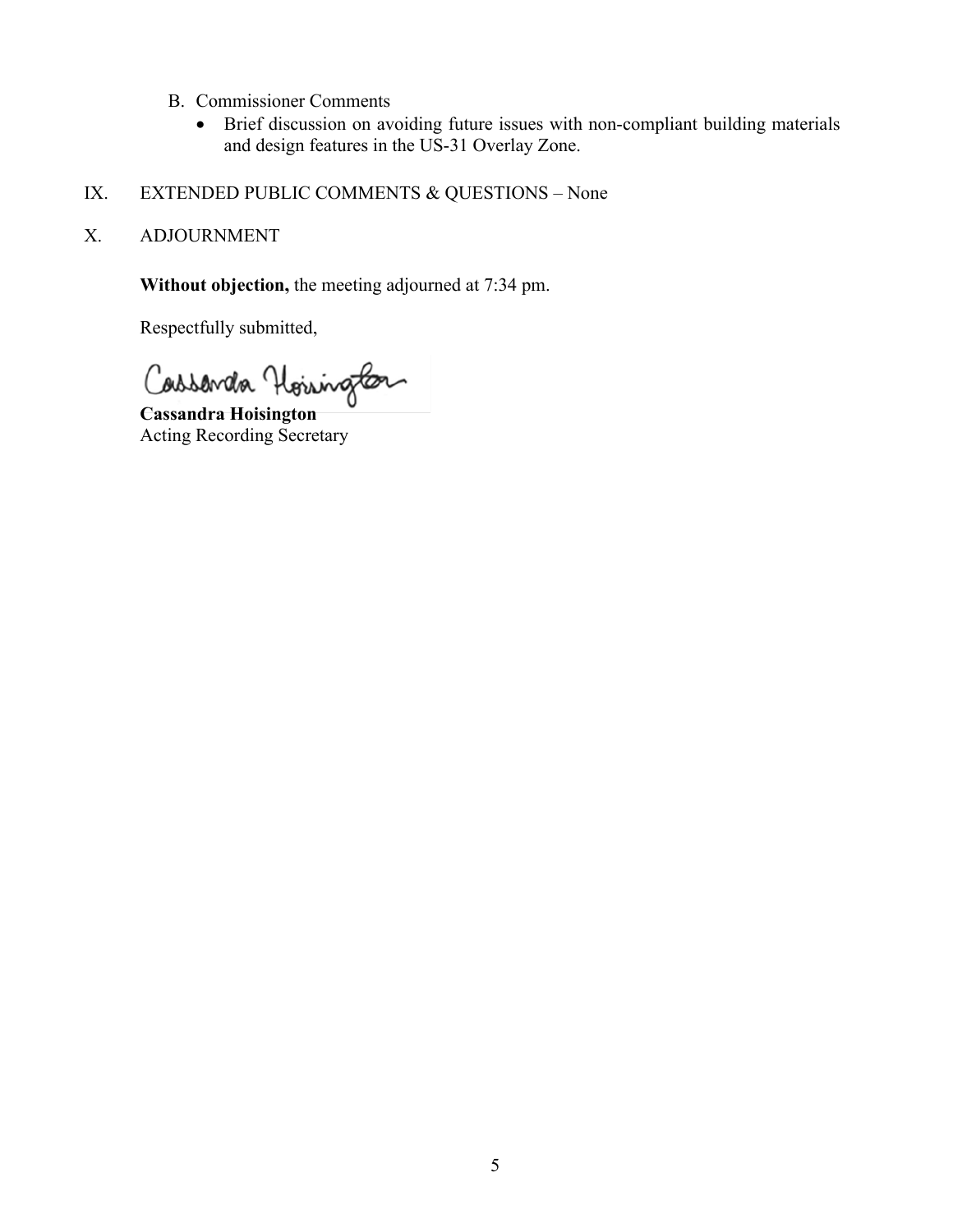B. Commissioner Comments
   - Brief discussion on avoiding future issues with non-compliant building materials and design features in the US-31 Overlay Zone.

IX. EXTENDED PUBLIC COMMENTS & QUESTIONS – None

X. ADJOURNMENT

**Without objection,** the meeting adjourned at 7:34 pm.

Respectfully submitted,

Cassandra Hoisington

**Cassandra Hoisington**
Acting Recording Secretary